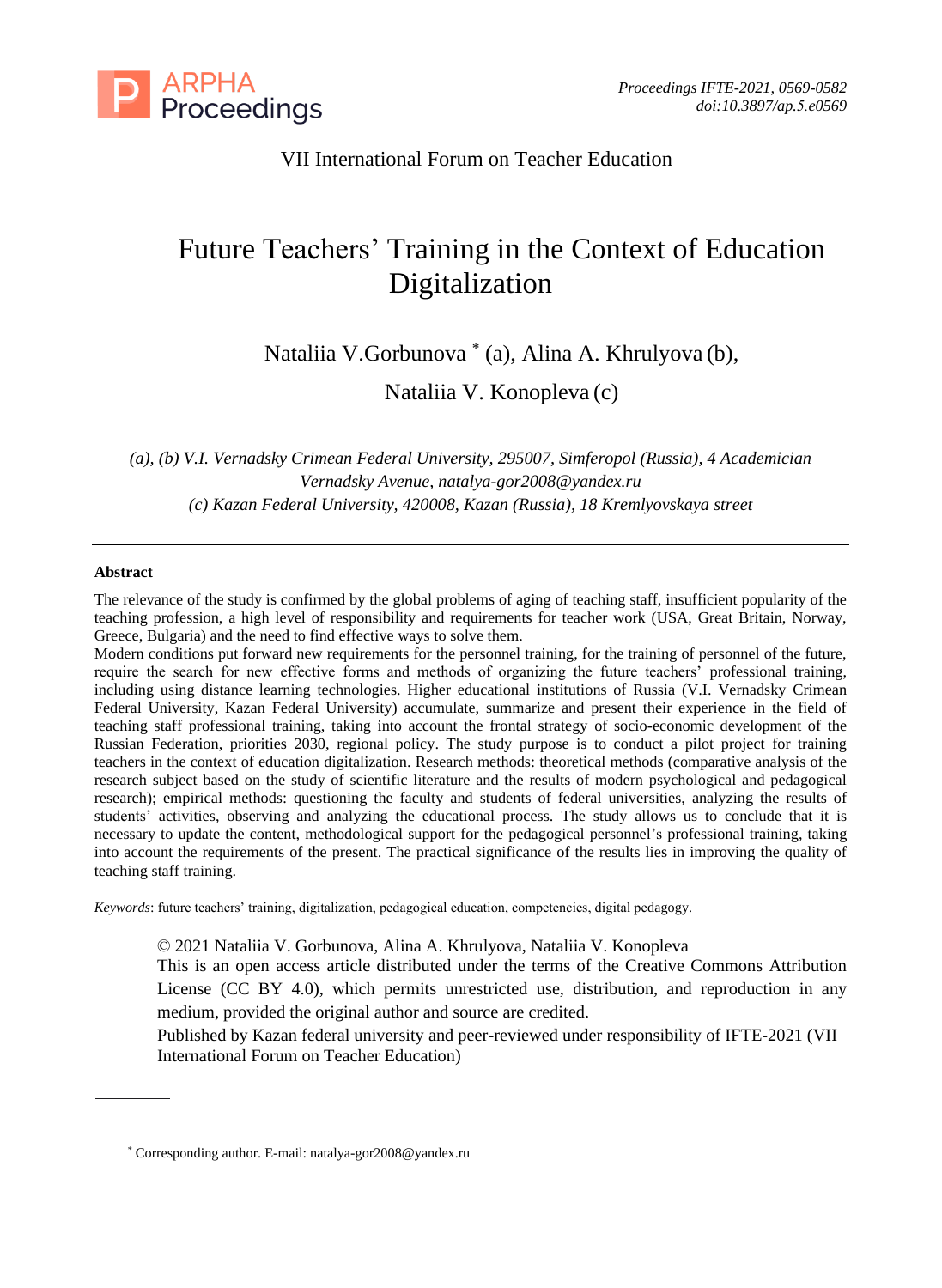VII International Forum on Teacher Education

# Future Teachers' Training in the Context of Education Digitalization

Nataliia V.Gorbunova * (a), Alina A. Khrulyova (b),

Nataliia V. Konopleva (c)

*(a), (b) V.I. Vernadsky Crimean Federal University, 295007, Simferopol (Russia), 4 Academician Vernadsky Avenue, natalya-gor2008@yandex.ru*
*(c) Kazan Federal University, 420008, Kazan (Russia), 18 Kremlyovskaya street*

---

**Abstract**

The relevance of the study is confirmed by the global problems of aging of teaching staff, insufficient popularity of the teaching profession, a high level of responsibility and requirements for teacher work (USA, Great Britain, Norway, Greece, Bulgaria) and the need to find effective ways to solve them.
Modern conditions put forward new requirements for the personnel training, for the training of personnel of the future, require the search for new effective forms and methods of organizing the future teachers' professional training, including using distance learning technologies. Higher educational institutions of Russia (V.I. Vernadsky Crimean Federal University, Kazan Federal University) accumulate, summarize and present their experience in the field of teaching staff professional training, taking into account the frontal strategy of socio-economic development of the Russian Federation, priorities 2030, regional policy. The study purpose is to conduct a pilot project for training teachers in the context of education digitalization. Research methods: theoretical methods (comparative analysis of the research subject based on the study of scientific literature and the results of modern psychological and pedagogical research); empirical methods: questioning the faculty and students of federal universities, analyzing the results of students' activities, observing and analyzing the educational process. The study allows us to conclude that it is necessary to update the content, methodological support for the pedagogical personnel's professional training, taking into account the requirements of the present. The practical significance of the results lies in improving the quality of teaching staff training.

*Keywords*: future teachers' training, digitalization, pedagogical education, competencies, digital pedagogy.

© 2021 Nataliia V. Gorbunova, Alina A. Khrulyova, Nataliia V. Konopleva
This is an open access article distributed under the terms of the Creative Commons Attribution License (CC BY 4.0), which permits unrestricted use, distribution, and reproduction in any medium, provided the original author and source are credited.
Published by Kazan federal university and peer-reviewed under responsibility of IFTE-2021 (VII International Forum on Teacher Education)

---

* Corresponding author. E-mail: natalya-gor2008@yandex.ru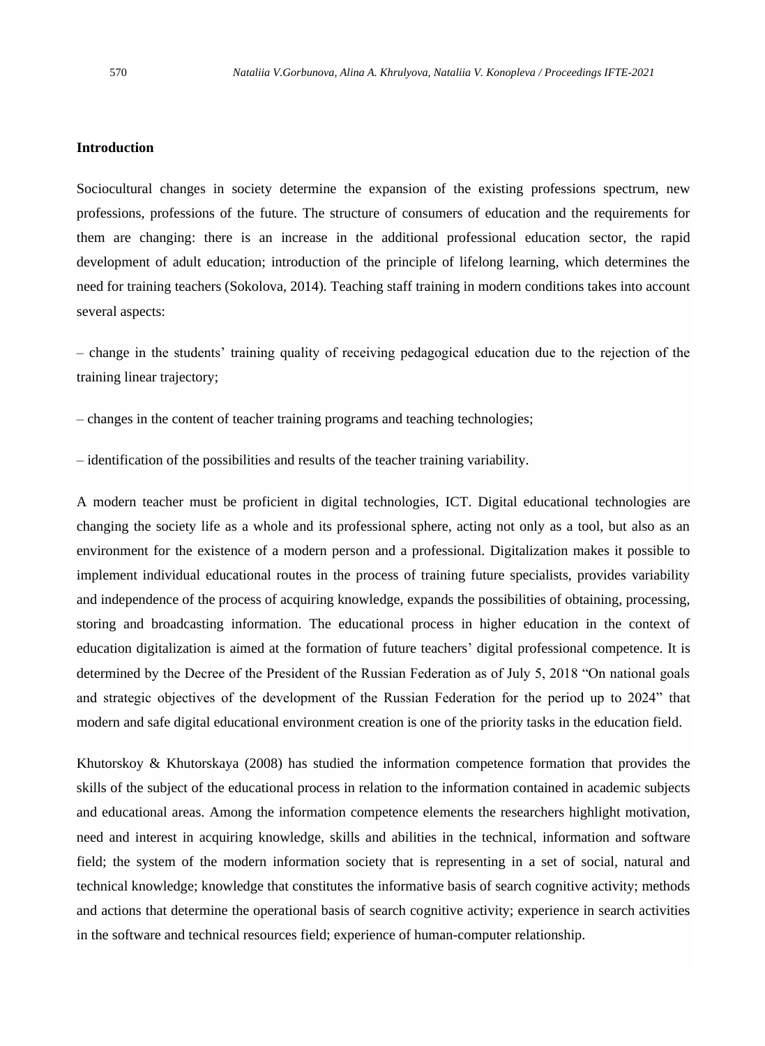## Introduction

Sociocultural changes in society determine the expansion of the existing professions spectrum, new professions, professions of the future. The structure of consumers of education and the requirements for them are changing: there is an increase in the additional professional education sector, the rapid development of adult education; introduction of the principle of lifelong learning, which determines the need for training teachers (Sokolova, 2014). Teaching staff training in modern conditions takes into account several aspects:

– change in the students' training quality of receiving pedagogical education due to the rejection of the training linear trajectory;

– changes in the content of teacher training programs and teaching technologies;

– identification of the possibilities and results of the teacher training variability.

A modern teacher must be proficient in digital technologies, ICT. Digital educational technologies are changing the society life as a whole and its professional sphere, acting not only as a tool, but also as an environment for the existence of a modern person and a professional. Digitalization makes it possible to implement individual educational routes in the process of training future specialists, provides variability and independence of the process of acquiring knowledge, expands the possibilities of obtaining, processing, storing and broadcasting information. The educational process in higher education in the context of education digitalization is aimed at the formation of future teachers' digital professional competence. It is determined by the Decree of the President of the Russian Federation as of July 5, 2018 "On national goals and strategic objectives of the development of the Russian Federation for the period up to 2024" that modern and safe digital educational environment creation is one of the priority tasks in the education field.

Khutorskoy & Khutorskaya (2008) has studied the information competence formation that provides the skills of the subject of the educational process in relation to the information contained in academic subjects and educational areas. Among the information competence elements the researchers highlight motivation, need and interest in acquiring knowledge, skills and abilities in the technical, information and software field; the system of the modern information society that is representing in a set of social, natural and technical knowledge; knowledge that constitutes the informative basis of search cognitive activity; methods and actions that determine the operational basis of search cognitive activity; experience in search activities in the software and technical resources field; experience of human-computer relationship.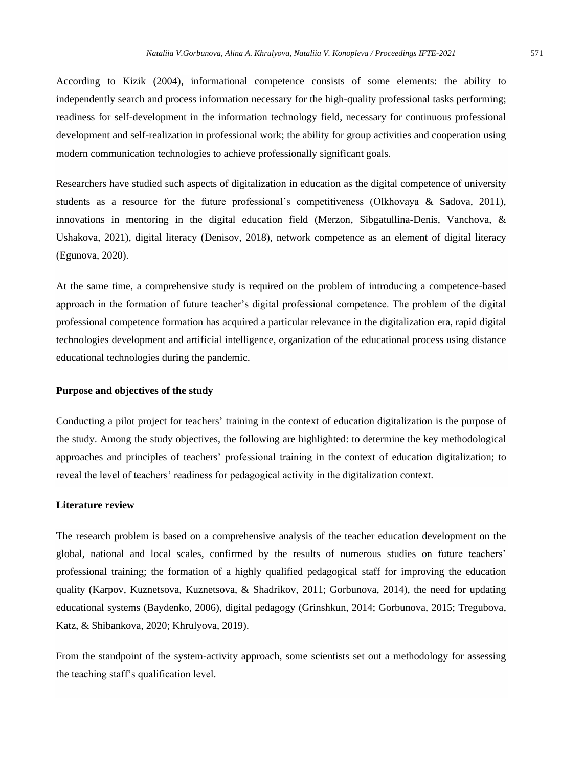According to Kizik (2004), informational competence consists of some elements: the ability to independently search and process information necessary for the high-quality professional tasks performing; readiness for self-development in the information technology field, necessary for continuous professional development and self-realization in professional work; the ability for group activities and cooperation using modern communication technologies to achieve professionally significant goals.

Researchers have studied such aspects of digitalization in education as the digital competence of university students as a resource for the future professional's competitiveness (Olkhovaya & Sadova, 2011), innovations in mentoring in the digital education field (Merzon, Sibgatullina-Denis, Vanchova, & Ushakova, 2021), digital literacy (Denisov, 2018), network competence as an element of digital literacy (Egunova, 2020).

At the same time, a comprehensive study is required on the problem of introducing a competence-based approach in the formation of future teacher's digital professional competence. The problem of the digital professional competence formation has acquired a particular relevance in the digitalization era, rapid digital technologies development and artificial intelligence, organization of the educational process using distance educational technologies during the pandemic.

**Purpose and objectives of the study**

Conducting a pilot project for teachers' training in the context of education digitalization is the purpose of the study. Among the study objectives, the following are highlighted: to determine the key methodological approaches and principles of teachers' professional training in the context of education digitalization; to reveal the level of teachers' readiness for pedagogical activity in the digitalization context.

**Literature review**

The research problem is based on a comprehensive analysis of the teacher education development on the global, national and local scales, confirmed by the results of numerous studies on future teachers' professional training; the formation of a highly qualified pedagogical staff for improving the education quality (Karpov, Kuznetsova, Kuznetsova, & Shadrikov, 2011; Gorbunova, 2014), the need for updating educational systems (Baydenko, 2006), digital pedagogy (Grinshkun, 2014; Gorbunova, 2015; Tregubova, Katz, & Shibankova, 2020; Khrulyova, 2019).

From the standpoint of the system-activity approach, some scientists set out a methodology for assessing the teaching staff's qualification level.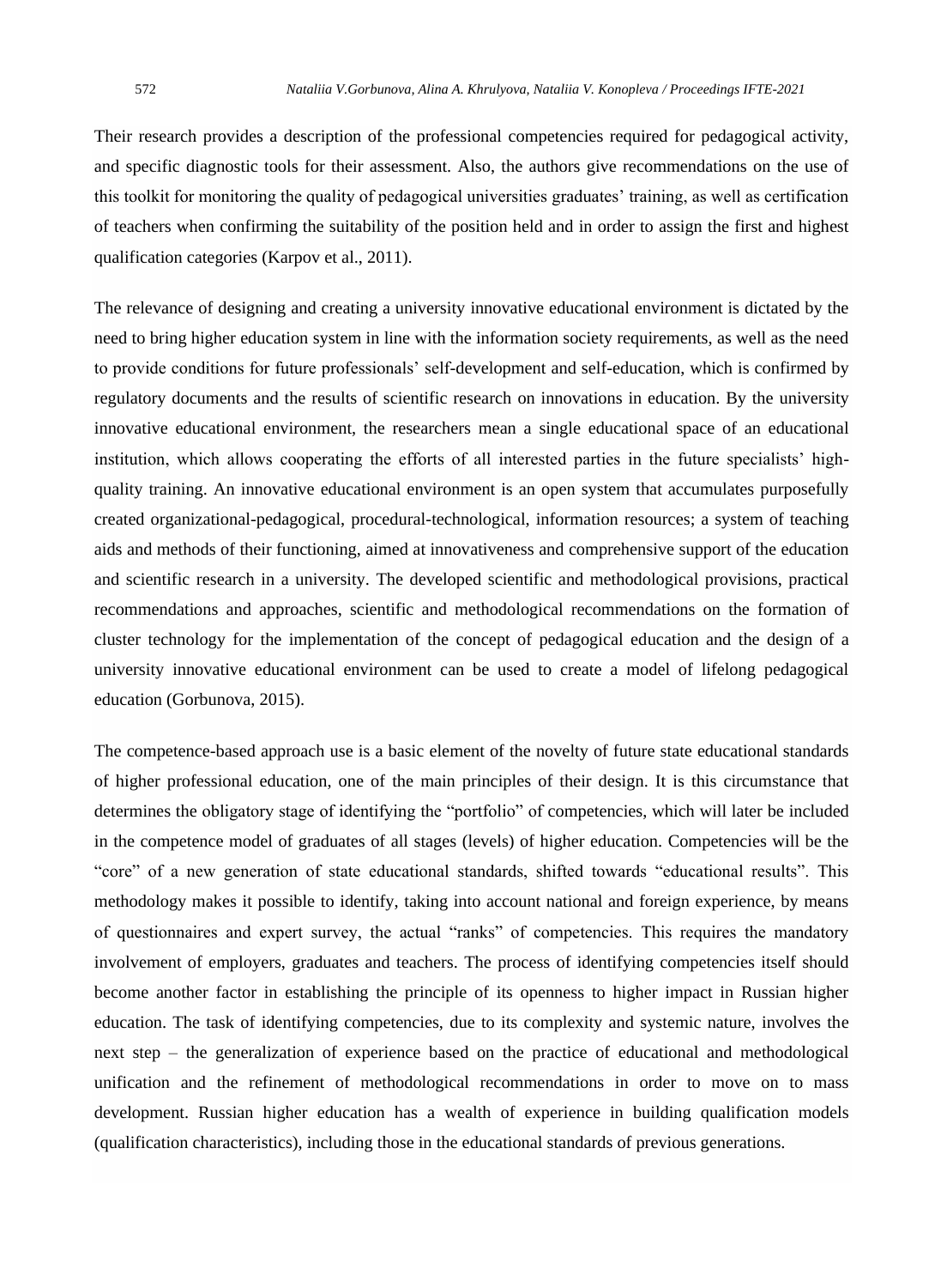Their research provides a description of the professional competencies required for pedagogical activity, and specific diagnostic tools for their assessment. Also, the authors give recommendations on the use of this toolkit for monitoring the quality of pedagogical universities graduates' training, as well as certification of teachers when confirming the suitability of the position held and in order to assign the first and highest qualification categories (Karpov et al., 2011).

The relevance of designing and creating a university innovative educational environment is dictated by the need to bring higher education system in line with the information society requirements, as well as the need to provide conditions for future professionals' self-development and self-education, which is confirmed by regulatory documents and the results of scientific research on innovations in education. By the university innovative educational environment, the researchers mean a single educational space of an educational institution, which allows cooperating the efforts of all interested parties in the future specialists' high-quality training. An innovative educational environment is an open system that accumulates purposefully created organizational-pedagogical, procedural-technological, information resources; a system of teaching aids and methods of their functioning, aimed at innovativeness and comprehensive support of the education and scientific research in a university. The developed scientific and methodological provisions, practical recommendations and approaches, scientific and methodological recommendations on the formation of cluster technology for the implementation of the concept of pedagogical education and the design of a university innovative educational environment can be used to create a model of lifelong pedagogical education (Gorbunova, 2015).

The competence-based approach use is a basic element of the novelty of future state educational standards of higher professional education, one of the main principles of their design. It is this circumstance that determines the obligatory stage of identifying the "portfolio" of competencies, which will later be included in the competence model of graduates of all stages (levels) of higher education. Competencies will be the "core" of a new generation of state educational standards, shifted towards "educational results". This methodology makes it possible to identify, taking into account national and foreign experience, by means of questionnaires and expert survey, the actual "ranks" of competencies. This requires the mandatory involvement of employers, graduates and teachers. The process of identifying competencies itself should become another factor in establishing the principle of its openness to higher impact in Russian higher education. The task of identifying competencies, due to its complexity and systemic nature, involves the next step – the generalization of experience based on the practice of educational and methodological unification and the refinement of methodological recommendations in order to move on to mass development. Russian higher education has a wealth of experience in building qualification models (qualification characteristics), including those in the educational standards of previous generations.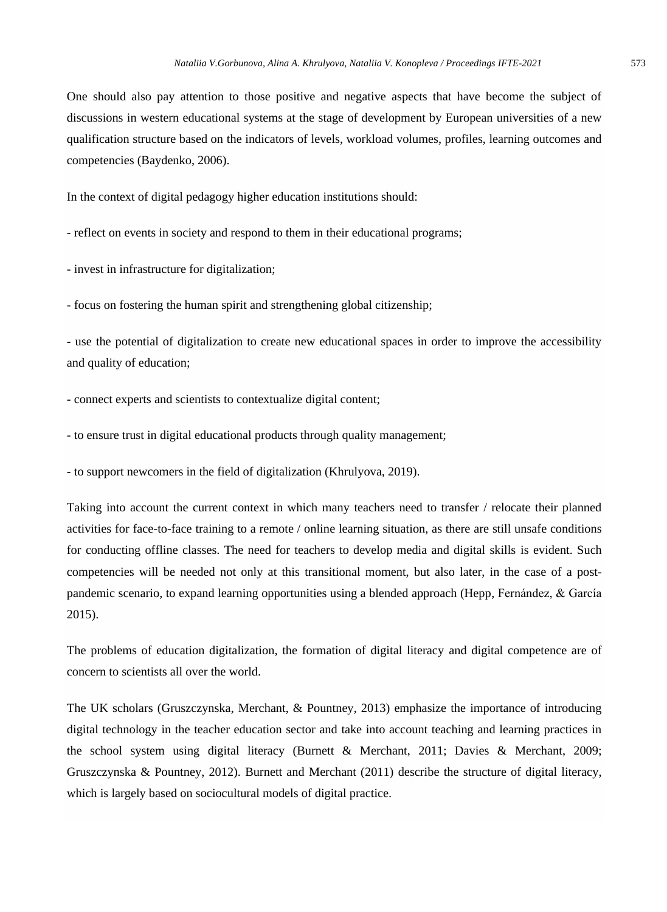One should also pay attention to those positive and negative aspects that have become the subject of discussions in western educational systems at the stage of development by European universities of a new qualification structure based on the indicators of levels, workload volumes, profiles, learning outcomes and competencies (Baydenko, 2006).

In the context of digital pedagogy higher education institutions should:

- reflect on events in society and respond to them in their educational programs;

- invest in infrastructure for digitalization;

- focus on fostering the human spirit and strengthening global citizenship;

- use the potential of digitalization to create new educational spaces in order to improve the accessibility and quality of education;

- connect experts and scientists to contextualize digital content;

- to ensure trust in digital educational products through quality management;

- to support newcomers in the field of digitalization (Khrulyova, 2019).

Taking into account the current context in which many teachers need to transfer / relocate their planned activities for face-to-face training to a remote / online learning situation, as there are still unsafe conditions for conducting offline classes. The need for teachers to develop media and digital skills is evident. Such competencies will be needed not only at this transitional moment, but also later, in the case of a post-pandemic scenario, to expand learning opportunities using a blended approach (Hepp, Fernández, & García 2015).

The problems of education digitalization, the formation of digital literacy and digital competence are of concern to scientists all over the world.

The UK scholars (Gruszczynska, Merchant, & Pountney, 2013) emphasize the importance of introducing digital technology in the teacher education sector and take into account teaching and learning practices in the school system using digital literacy (Burnett & Merchant, 2011; Davies & Merchant, 2009; Gruszczynska & Pountney, 2012). Burnett and Merchant (2011) describe the structure of digital literacy, which is largely based on sociocultural models of digital practice.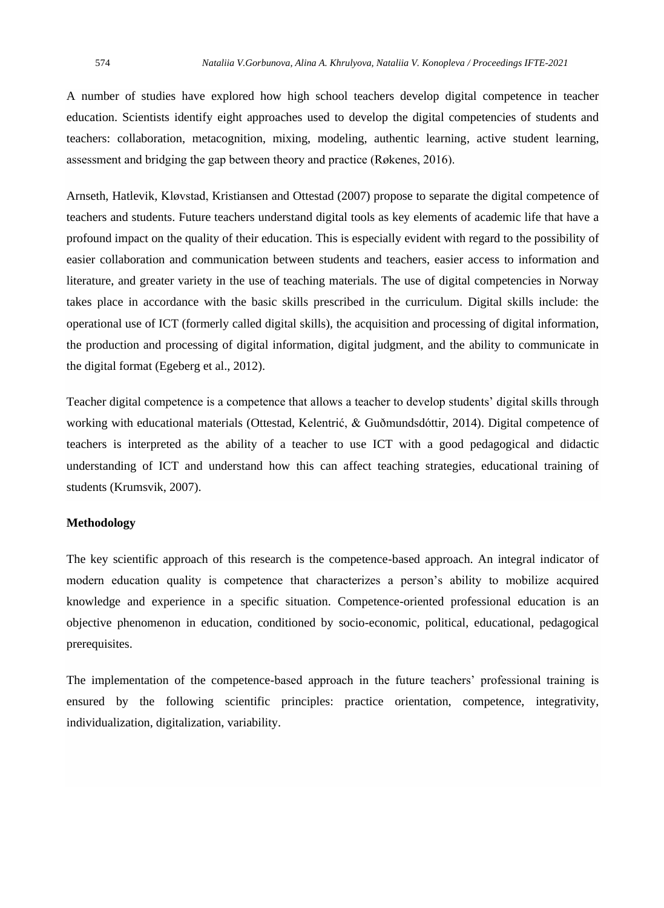A number of studies have explored how high school teachers develop digital competence in teacher education. Scientists identify eight approaches used to develop the digital competencies of students and teachers: collaboration, metacognition, mixing, modeling, authentic learning, active student learning, assessment and bridging the gap between theory and practice (Røkenes, 2016).

Arnseth, Hatlevik, Kløvstad, Kristiansen and Ottestad (2007) propose to separate the digital competence of teachers and students. Future teachers understand digital tools as key elements of academic life that have a profound impact on the quality of their education. This is especially evident with regard to the possibility of easier collaboration and communication between students and teachers, easier access to information and literature, and greater variety in the use of teaching materials. The use of digital competencies in Norway takes place in accordance with the basic skills prescribed in the curriculum. Digital skills include: the operational use of ICT (formerly called digital skills), the acquisition and processing of digital information, the production and processing of digital information, digital judgment, and the ability to communicate in the digital format (Egeberg et al., 2012).

Teacher digital competence is a competence that allows a teacher to develop students' digital skills through working with educational materials (Ottestad, Kelentrić, & Guðmundsdóttir, 2014). Digital competence of teachers is interpreted as the ability of a teacher to use ICT with a good pedagogical and didactic understanding of ICT and understand how this can affect teaching strategies, educational training of students (Krumsvik, 2007).

**Methodology**

The key scientific approach of this research is the competence-based approach. An integral indicator of modern education quality is competence that characterizes a person's ability to mobilize acquired knowledge and experience in a specific situation. Competence-oriented professional education is an objective phenomenon in education, conditioned by socio-economic, political, educational, pedagogical prerequisites.

The implementation of the competence-based approach in the future teachers' professional training is ensured by the following scientific principles: practice orientation, competence, integrativity, individualization, digitalization, variability.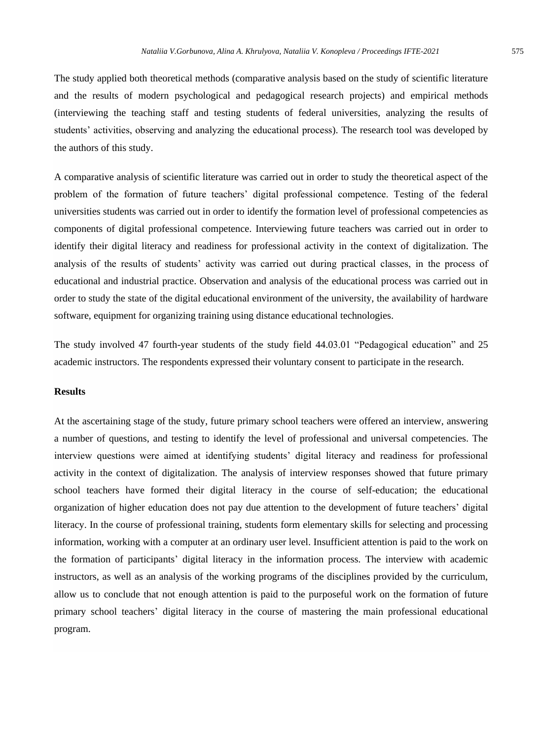The study applied both theoretical methods (comparative analysis based on the study of scientific literature and the results of modern psychological and pedagogical research projects) and empirical methods (interviewing the teaching staff and testing students of federal universities, analyzing the results of students' activities, observing and analyzing the educational process). The research tool was developed by the authors of this study.

A comparative analysis of scientific literature was carried out in order to study the theoretical aspect of the problem of the formation of future teachers' digital professional competence. Testing of the federal universities students was carried out in order to identify the formation level of professional competencies as components of digital professional competence. Interviewing future teachers was carried out in order to identify their digital literacy and readiness for professional activity in the context of digitalization. The analysis of the results of students' activity was carried out during practical classes, in the process of educational and industrial practice. Observation and analysis of the educational process was carried out in order to study the state of the digital educational environment of the university, the availability of hardware software, equipment for organizing training using distance educational technologies.

The study involved 47 fourth-year students of the study field 44.03.01 "Pedagogical education" and 25 academic instructors. The respondents expressed their voluntary consent to participate in the research.

## Results

At the ascertaining stage of the study, future primary school teachers were offered an interview, answering a number of questions, and testing to identify the level of professional and universal competencies. The interview questions were aimed at identifying students' digital literacy and readiness for professional activity in the context of digitalization. The analysis of interview responses showed that future primary school teachers have formed their digital literacy in the course of self-education; the educational organization of higher education does not pay due attention to the development of future teachers' digital literacy. In the course of professional training, students form elementary skills for selecting and processing information, working with a computer at an ordinary user level. Insufficient attention is paid to the work on the formation of participants' digital literacy in the information process. The interview with academic instructors, as well as an analysis of the working programs of the disciplines provided by the curriculum, allow us to conclude that not enough attention is paid to the purposeful work on the formation of future primary school teachers' digital literacy in the course of mastering the main professional educational program.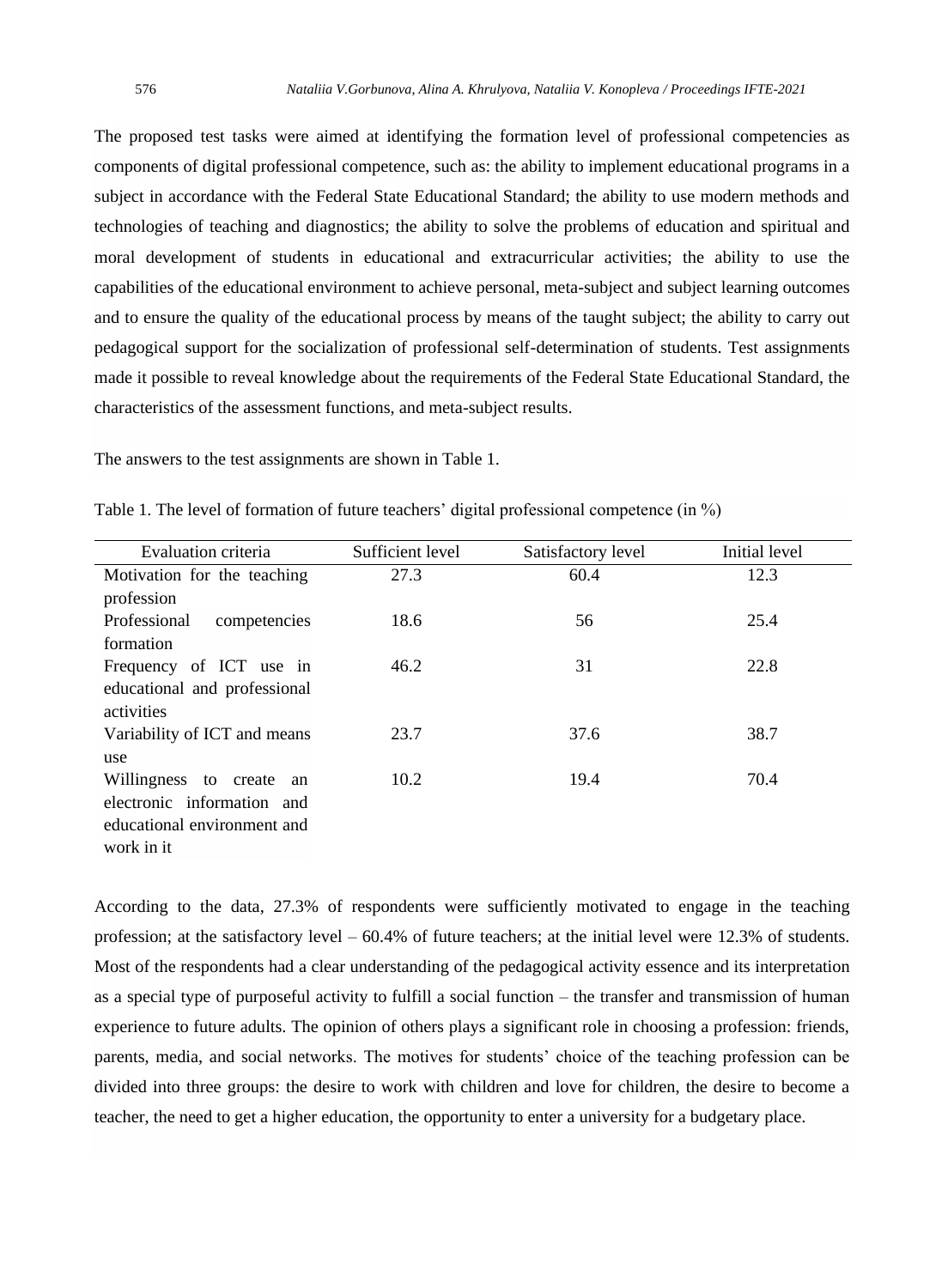The proposed test tasks were aimed at identifying the formation level of professional competencies as components of digital professional competence, such as: the ability to implement educational programs in a subject in accordance with the Federal State Educational Standard; the ability to use modern methods and technologies of teaching and diagnostics; the ability to solve the problems of education and spiritual and moral development of students in educational and extracurricular activities; the ability to use the capabilities of the educational environment to achieve personal, meta-subject and subject learning outcomes and to ensure the quality of the educational process by means of the taught subject; the ability to carry out pedagogical support for the socialization of professional self-determination of students. Test assignments made it possible to reveal knowledge about the requirements of the Federal State Educational Standard, the characteristics of the assessment functions, and meta-subject results.

The answers to the test assignments are shown in Table 1.

Table 1. The level of formation of future teachers' digital professional competence (in %)

| Evaluation criteria | Sufficient level | Satisfactory level | Initial level |
|---|---|---|---|
| Motivation for the teaching profession | 27.3 | 60.4 | 12.3 |
| Professional competencies formation | 18.6 | 56 | 25.4 |
| Frequency of ICT use in educational and professional activities | 46.2 | 31 | 22.8 |
| Variability of ICT and means use | 23.7 | 37.6 | 38.7 |
| Willingness to create an electronic information and educational environment and work in it | 10.2 | 19.4 | 70.4 |

According to the data, 27.3% of respondents were sufficiently motivated to engage in the teaching profession; at the satisfactory level – 60.4% of future teachers; at the initial level were 12.3% of students. Most of the respondents had a clear understanding of the pedagogical activity essence and its interpretation as a special type of purposeful activity to fulfill a social function – the transfer and transmission of human experience to future adults. The opinion of others plays a significant role in choosing a profession: friends, parents, media, and social networks. The motives for students' choice of the teaching profession can be divided into three groups: the desire to work with children and love for children, the desire to become a teacher, the need to get a higher education, the opportunity to enter a university for a budgetary place.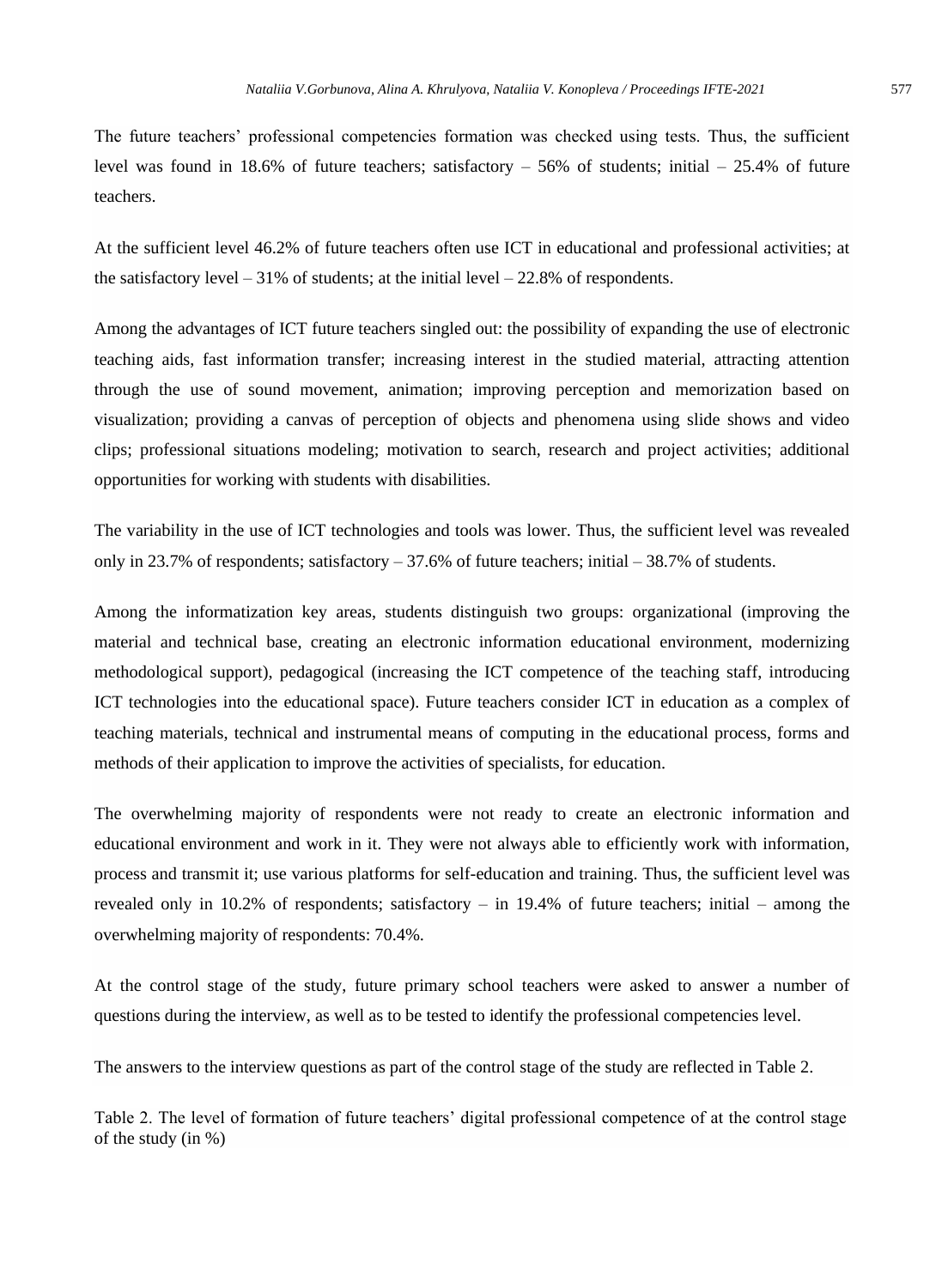The future teachers' professional competencies formation was checked using tests. Thus, the sufficient level was found in 18.6% of future teachers; satisfactory – 56% of students; initial – 25.4% of future teachers.

At the sufficient level 46.2% of future teachers often use ICT in educational and professional activities; at the satisfactory level – 31% of students; at the initial level – 22.8% of respondents.

Among the advantages of ICT future teachers singled out: the possibility of expanding the use of electronic teaching aids, fast information transfer; increasing interest in the studied material, attracting attention through the use of sound movement, animation; improving perception and memorization based on visualization; providing a canvas of perception of objects and phenomena using slide shows and video clips; professional situations modeling; motivation to search, research and project activities; additional opportunities for working with students with disabilities.

The variability in the use of ICT technologies and tools was lower. Thus, the sufficient level was revealed only in 23.7% of respondents; satisfactory – 37.6% of future teachers; initial – 38.7% of students.

Among the informatization key areas, students distinguish two groups: organizational (improving the material and technical base, creating an electronic information educational environment, modernizing methodological support), pedagogical (increasing the ICT competence of the teaching staff, introducing ICT technologies into the educational space). Future teachers consider ICT in education as a complex of teaching materials, technical and instrumental means of computing in the educational process, forms and methods of their application to improve the activities of specialists, for education.

The overwhelming majority of respondents were not ready to create an electronic information and educational environment and work in it. They were not always able to efficiently work with information, process and transmit it; use various platforms for self-education and training. Thus, the sufficient level was revealed only in 10.2% of respondents; satisfactory – in 19.4% of future teachers; initial – among the overwhelming majority of respondents: 70.4%.

At the control stage of the study, future primary school teachers were asked to answer a number of questions during the interview, as well as to be tested to identify the professional competencies level.

The answers to the interview questions as part of the control stage of the study are reflected in Table 2.

Table 2. The level of formation of future teachers' digital professional competence of at the control stage of the study (in %)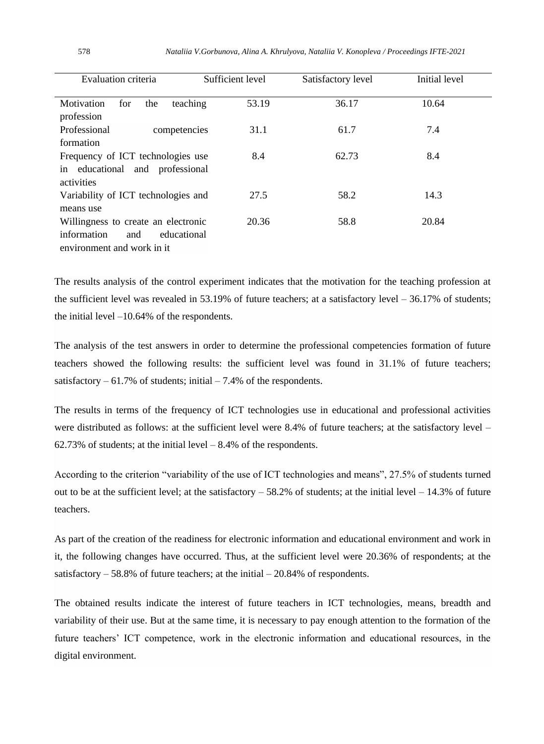| Evaluation criteria | Sufficient level | Satisfactory level | Initial level |
|---|---|---|---|
| Motivation for the teaching profession | 53.19 | 36.17 | 10.64 |
| Professional competencies formation | 31.1 | 61.7 | 7.4 |
| Frequency of ICT technologies use in educational and professional activities | 8.4 | 62.73 | 8.4 |
| Variability of ICT technologies and means use | 27.5 | 58.2 | 14.3 |
| Willingness to create an electronic information and educational environment and work in it | 20.36 | 58.8 | 20.84 |

The results analysis of the control experiment indicates that the motivation for the teaching profession at the sufficient level was revealed in 53.19% of future teachers; at a satisfactory level – 36.17% of students; the initial level –10.64% of the respondents.

The analysis of the test answers in order to determine the professional competencies formation of future teachers showed the following results: the sufficient level was found in 31.1% of future teachers; satisfactory – 61.7% of students; initial – 7.4% of the respondents.

The results in terms of the frequency of ICT technologies use in educational and professional activities were distributed as follows: at the sufficient level were 8.4% of future teachers; at the satisfactory level – 62.73% of students; at the initial level – 8.4% of the respondents.

According to the criterion "variability of the use of ICT technologies and means", 27.5% of students turned out to be at the sufficient level; at the satisfactory – 58.2% of students; at the initial level – 14.3% of future teachers.

As part of the creation of the readiness for electronic information and educational environment and work in it, the following changes have occurred. Thus, at the sufficient level were 20.36% of respondents; at the satisfactory – 58.8% of future teachers; at the initial – 20.84% of respondents.

The obtained results indicate the interest of future teachers in ICT technologies, means, breadth and variability of their use. But at the same time, it is necessary to pay enough attention to the formation of the future teachers' ICT competence, work in the electronic information and educational resources, in the digital environment.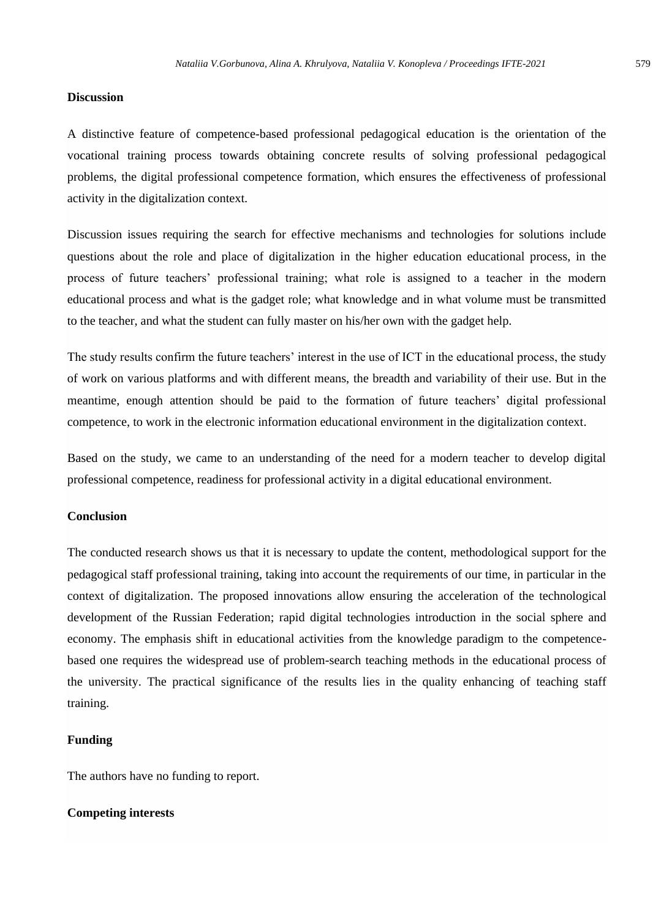## Discussion

A distinctive feature of competence-based professional pedagogical education is the orientation of the vocational training process towards obtaining concrete results of solving professional pedagogical problems, the digital professional competence formation, which ensures the effectiveness of professional activity in the digitalization context.

Discussion issues requiring the search for effective mechanisms and technologies for solutions include questions about the role and place of digitalization in the higher education educational process, in the process of future teachers' professional training; what role is assigned to a teacher in the modern educational process and what is the gadget role; what knowledge and in what volume must be transmitted to the teacher, and what the student can fully master on his/her own with the gadget help.

The study results confirm the future teachers' interest in the use of ICT in the educational process, the study of work on various platforms and with different means, the breadth and variability of their use. But in the meantime, enough attention should be paid to the formation of future teachers' digital professional competence, to work in the electronic information educational environment in the digitalization context.

Based on the study, we came to an understanding of the need for a modern teacher to develop digital professional competence, readiness for professional activity in a digital educational environment.

## Conclusion

The conducted research shows us that it is necessary to update the content, methodological support for the pedagogical staff professional training, taking into account the requirements of our time, in particular in the context of digitalization. The proposed innovations allow ensuring the acceleration of the technological development of the Russian Federation; rapid digital technologies introduction in the social sphere and economy. The emphasis shift in educational activities from the knowledge paradigm to the competence-based one requires the widespread use of problem-search teaching methods in the educational process of the university. The practical significance of the results lies in the quality enhancing of teaching staff training.

## Funding

The authors have no funding to report.

## Competing interests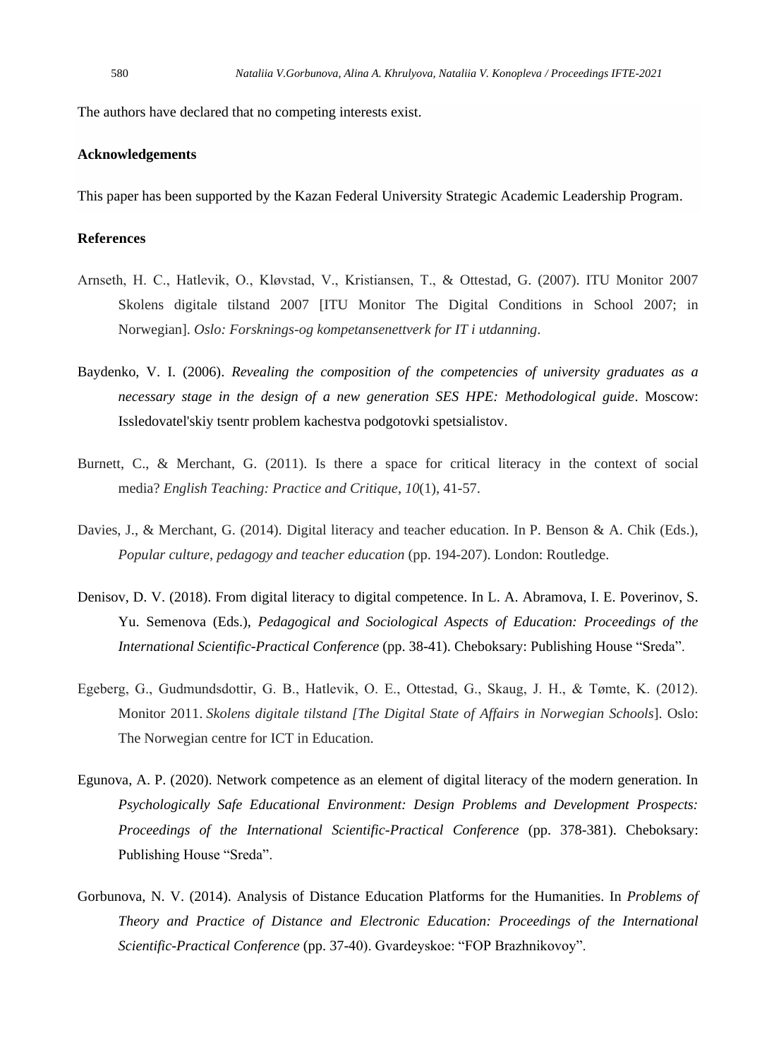The authors have declared that no competing interests exist.

**Acknowledgements**

This paper has been supported by the Kazan Federal University Strategic Academic Leadership Program.

**References**

Arnseth, H. C., Hatlevik, O., Kløvstad, V., Kristiansen, T., & Ottestad, G. (2007). ITU Monitor 2007 Skolens digitale tilstand 2007 [ITU Monitor The Digital Conditions in School 2007; in Norwegian]. *Oslo: Forsknings-og kompetansenettverk for IT i utdanning*.

Baydenko, V. I. (2006). *Revealing the composition of the competencies of university graduates as a necessary stage in the design of a new generation SES HPE: Methodological guide*. Moscow: Issledovatel'skiy tsentr problem kachestva podgotovki spetsialistov.

Burnett, C., & Merchant, G. (2011). Is there a space for critical literacy in the context of social media? *English Teaching: Practice and Critique*, *10*(1), 41-57.

Davies, J., & Merchant, G. (2014). Digital literacy and teacher education. In P. Benson & A. Chik (Eds.), *Popular culture, pedagogy and teacher education* (pp. 194-207). London: Routledge.

Denisov, D. V. (2018). From digital literacy to digital competence. In L. A. Abramova, I. E. Poverinov, S. Yu. Semenova (Eds.), *Pedagogical and Sociological Aspects of Education: Proceedings of the International Scientific-Practical Conference* (pp. 38-41). Cheboksary: Publishing House "Sreda".

Egeberg, G., Gudmundsdottir, G. B., Hatlevik, O. E., Ottestad, G., Skaug, J. H., & Tømte, K. (2012). Monitor 2011. *Skolens digitale tilstand [The Digital State of Affairs in Norwegian Schools*]. Oslo: The Norwegian centre for ICT in Education.

Egunova, A. P. (2020). Network competence as an element of digital literacy of the modern generation. In *Psychologically Safe Educational Environment: Design Problems and Development Prospects: Proceedings of the International Scientific-Practical Conference* (pp. 378-381). Cheboksary: Publishing House "Sreda".

Gorbunova, N. V. (2014). Analysis of Distance Education Platforms for the Humanities. In *Problems of Theory and Practice of Distance and Electronic Education: Proceedings of the International Scientific-Practical Conference* (pp. 37-40). Gvardeyskoe: "FOP Brazhnikovoy".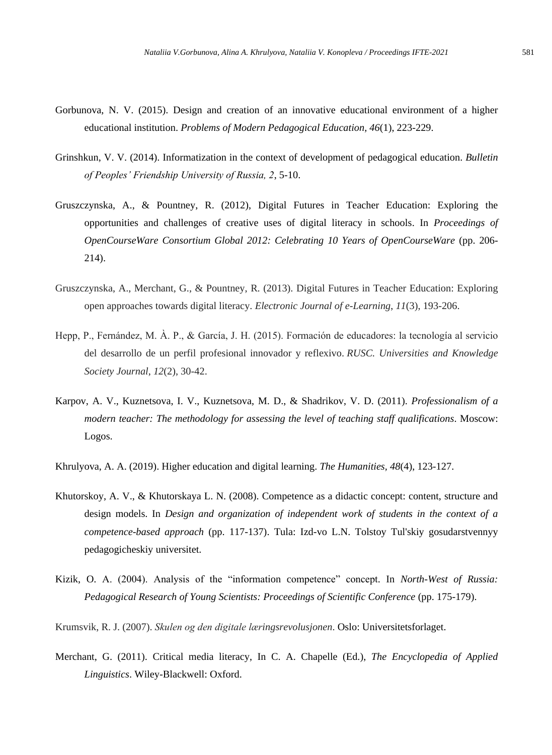Gorbunova, N. V. (2015). Design and creation of an innovative educational environment of a higher educational institution. *Problems of Modern Pedagogical Education, 46*(1), 223-229.

Grinshkun, V. V. (2014). Informatization in the context of development of pedagogical education. *Bulletin of Peoples' Friendship University of Russia, 2*, 5-10.

Gruszczynska, A., & Pountney, R. (2012), Digital Futures in Teacher Education: Exploring the opportunities and challenges of creative uses of digital literacy in schools. In *Proceedings of OpenCourseWare Consortium Global 2012: Celebrating 10 Years of OpenCourseWare* (pp. 206-214).

Gruszczynska, A., Merchant, G., & Pountney, R. (2013). Digital Futures in Teacher Education: Exploring open approaches towards digital literacy. *Electronic Journal of e-Learning, 11*(3), 193-206.

Hepp, P., Fernández, M. À. P., & García, J. H. (2015). Formación de educadores: la tecnología al servicio del desarrollo de un perfil profesional innovador y reflexivo. *RUSC. Universities and Knowledge Society Journal*, *12*(2), 30-42.

Karpov, A. V., Kuznetsova, I. V., Kuznetsova, M. D., & Shadrikov, V. D. (2011). *Professionalism of a modern teacher: The methodology for assessing the level of teaching staff qualifications*. Moscow: Logos.

Khrulyova, A. A. (2019). Higher education and digital learning. *The Humanities, 48*(4), 123-127.

Khutorskoy, A. V., & Khutorskaya L. N. (2008). Competence as a didactic concept: content, structure and design models. In *Design and organization of independent work of students in the context of a competence-based approach* (pp. 117-137). Tula: Izd-vo L.N. Tolstoy Tul'skiy gosudarstvennyy pedagogicheskiy universitet.

Kizik, O. A. (2004). Analysis of the "information competence" concept. In *North-West of Russia: Pedagogical Research of Young Scientists: Proceedings of Scientific Conference* (pp. 175-179).

Krumsvik, R. J. (2007). *Skulen og den digitale læringsrevolusjonen*. Oslo: Universitetsforlaget.

Merchant, G. (2011). Critical media literacy, In C. A. Chapelle (Ed.), *The Encyclopedia of Applied Linguistics*. Wiley-Blackwell: Oxford.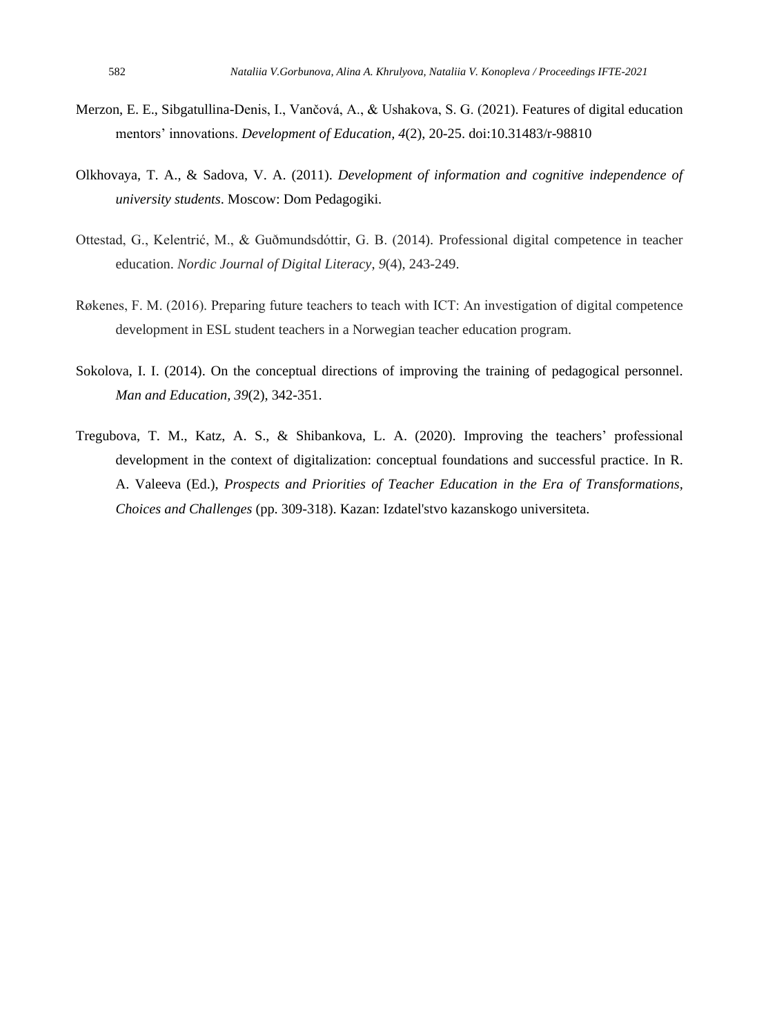Merzon, E. E., Sibgatullina-Denis, I., Vančová, A., & Ushakova, S. G. (2021). Features of digital education mentors’ innovations. *Development of Education, 4*(2), 20-25. doi:10.31483/r-98810

Olkhovaya, T. A., & Sadova, V. A. (2011). *Development of information and cognitive independence of university students*. Moscow: Dom Pedagogiki.

Ottestad, G., Kelentrić, M., & Guðmundsdóttir, G. B. (2014). Professional digital competence in teacher education. *Nordic Journal of Digital Literacy*, *9*(4), 243-249.

Røkenes, F. M. (2016). Preparing future teachers to teach with ICT: An investigation of digital competence development in ESL student teachers in a Norwegian teacher education program.

Sokolova, I. I. (2014). On the conceptual directions of improving the training of pedagogical personnel. *Man and Education, 39*(2), 342-351.

Tregubova, T. M., Katz, A. S., & Shibankova, L. A. (2020). Improving the teachers’ professional development in the context of digitalization: conceptual foundations and successful practice. In R. A. Valeeva (Ed.), *Prospects and Priorities of Teacher Education in the Era of Transformations, Choices and Challenges* (pp. 309-318). Kazan: Izdatel'stvo kazanskogo universiteta.